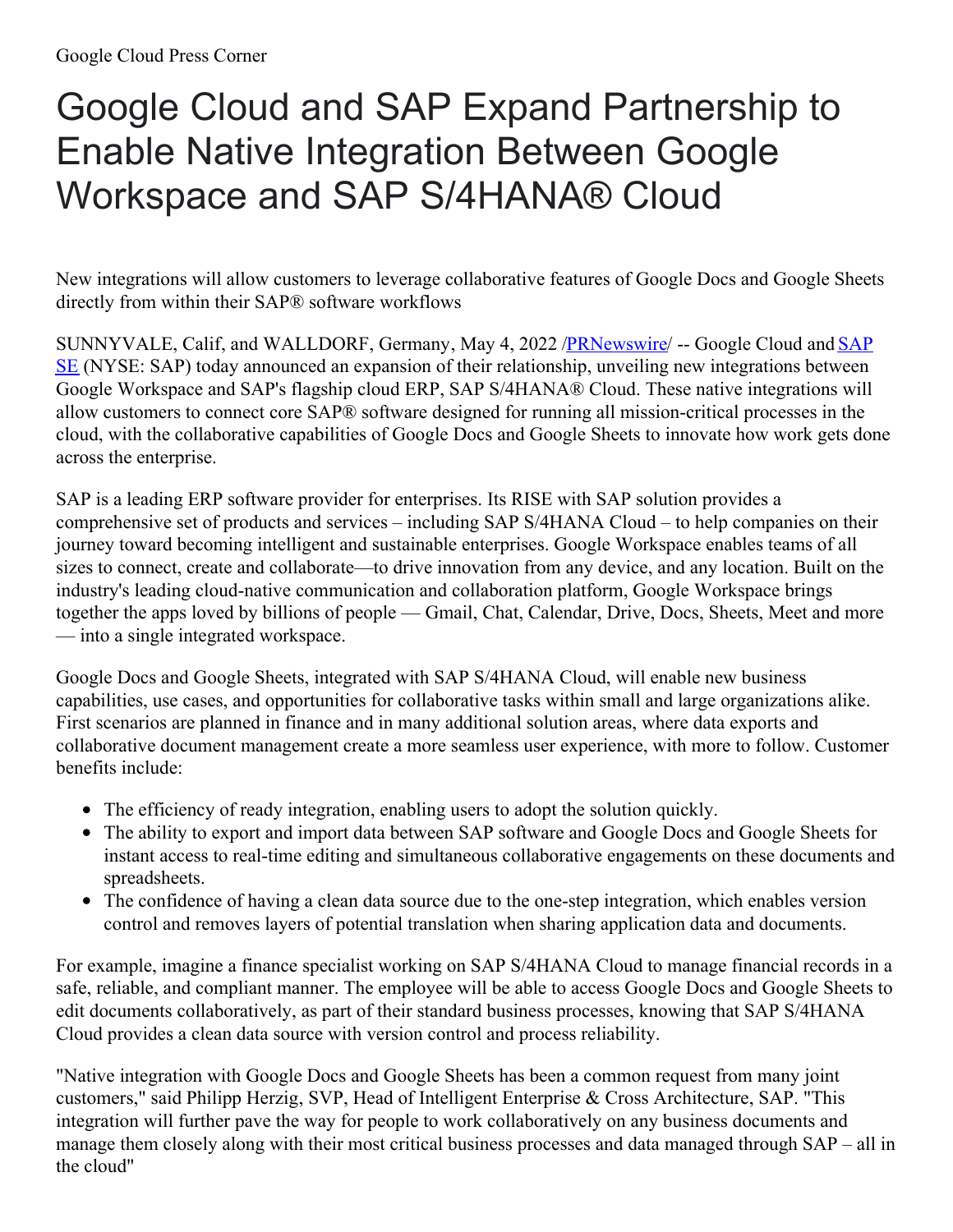Google Cloud Press Corner

# Google Cloud and SAP Expand Partnership to Enable Native Integration Between Google Workspace and SAP S/4HANA® Cloud

New integrations will allow customers to leverage collaborative features of Google Docs and Google Sheets directly from within their SAP® software workflows

SUNNYVALE, Calif, and WALLDORF, Germany, May 4, 2022 /PRNewswire/ -- Google Cloud and SAP SE (NYSE: SAP) today announced an expansion of their relationship, unveiling new integrations between Google Workspace and SAP's flagship cloud ERP, SAP S/4HANA® Cloud. These native integrations will allow customers to connect core SAP® software designed for running all mission-critical processes in the cloud, with the collaborative capabilities of Google Docs and Google Sheets to innovate how work gets done across the enterprise.

SAP is a leading ERP software provider for enterprises. Its RISE with SAP solution provides a comprehensive set of products and services – including SAP S/4HANA Cloud – to help companies on their journey toward becoming intelligent and sustainable enterprises. Google Workspace enables teams of all sizes to connect, create and collaborate—to drive innovation from any device, and any location. Built on the industry's leading cloud-native communication and collaboration platform, Google Workspace brings together the apps loved by billions of people — Gmail, Chat, Calendar, Drive, Docs, Sheets, Meet and more — into a single integrated workspace.

Google Docs and Google Sheets, integrated with SAP S/4HANA Cloud, will enable new business capabilities, use cases, and opportunities for collaborative tasks within small and large organizations alike. First scenarios are planned in finance and in many additional solution areas, where data exports and collaborative document management create a more seamless user experience, with more to follow. Customer benefits include:

- The efficiency of ready integration, enabling users to adopt the solution quickly.
- The ability to export and import data between SAP software and Google Docs and Google Sheets for instant access to real-time editing and simultaneous collaborative engagements on these documents and spreadsheets.
- The confidence of having a clean data source due to the one-step integration, which enables version control and removes layers of potential translation when sharing application data and documents.

For example, imagine a finance specialist working on SAP S/4HANA Cloud to manage financial records in a safe, reliable, and compliant manner. The employee will be able to access Google Docs and Google Sheets to edit documents collaboratively, as part of their standard business processes, knowing that SAP S/4HANA Cloud provides a clean data source with version control and process reliability.

"Native integration with Google Docs and Google Sheets has been a common request from many joint customers," said Philipp Herzig, SVP, Head of Intelligent Enterprise & Cross Architecture, SAP. "This integration will further pave the way for people to work collaboratively on any business documents and manage them closely along with their most critical business processes and data managed through SAP – all in the cloud"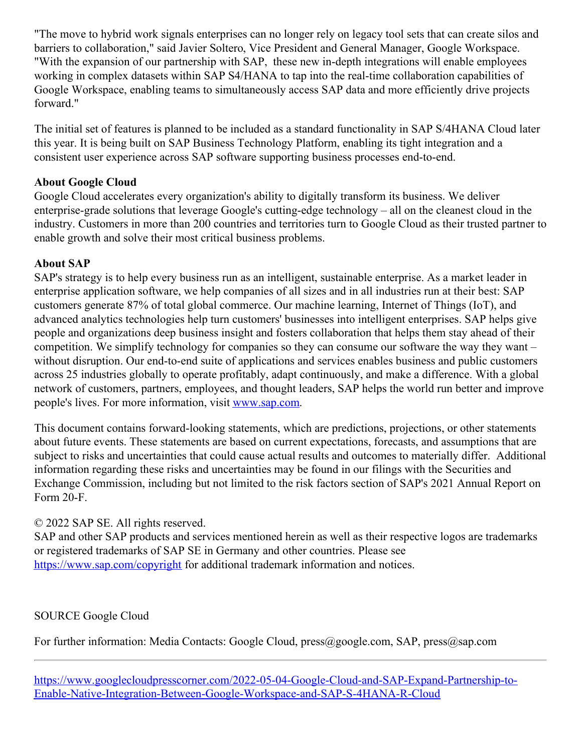"The move to hybrid work signals enterprises can no longer rely on legacy tool sets that can create silos and barriers to collaboration," said Javier Soltero, Vice President and General Manager, Google Workspace. "With the expansion of our partnership with SAP, these new in-depth integrations will enable employees working in complex datasets within SAP S4/HANA to tap into the real-time collaboration capabilities of Google Workspace, enabling teams to simultaneously access SAP data and more efficiently drive projects forward."

The initial set of features is planned to be included as a standard functionality in SAP S/4HANA Cloud later this year. It is being built on SAP Business Technology Platform, enabling its tight integration and a consistent user experience across SAP software supporting business processes end-to-end.

**About Google Cloud**
Google Cloud accelerates every organization's ability to digitally transform its business. We deliver enterprise-grade solutions that leverage Google's cutting-edge technology – all on the cleanest cloud in the industry. Customers in more than 200 countries and territories turn to Google Cloud as their trusted partner to enable growth and solve their most critical business problems.

**About SAP**
SAP's strategy is to help every business run as an intelligent, sustainable enterprise. As a market leader in enterprise application software, we help companies of all sizes and in all industries run at their best: SAP customers generate 87% of total global commerce. Our machine learning, Internet of Things (IoT), and advanced analytics technologies help turn customers' businesses into intelligent enterprises. SAP helps give people and organizations deep business insight and fosters collaboration that helps them stay ahead of their competition. We simplify technology for companies so they can consume our software the way they want – without disruption. Our end-to-end suite of applications and services enables business and public customers across 25 industries globally to operate profitably, adapt continuously, and make a difference. With a global network of customers, partners, employees, and thought leaders, SAP helps the world run better and improve people's lives. For more information, visit [www.sap.com](http://www.sap.com).

This document contains forward-looking statements, which are predictions, projections, or other statements about future events. These statements are based on current expectations, forecasts, and assumptions that are subject to risks and uncertainties that could cause actual results and outcomes to materially differ. Additional information regarding these risks and uncertainties may be found in our filings with the Securities and Exchange Commission, including but not limited to the risk factors section of SAP's 2021 Annual Report on Form 20-F.

© 2022 SAP SE. All rights reserved.
SAP and other SAP products and services mentioned herein as well as their respective logos are trademarks or registered trademarks of SAP SE in Germany and other countries. Please see [https://www.sap.com/copyright](https://www.sap.com/copyright) for additional trademark information and notices.

SOURCE Google Cloud

For further information: Media Contacts: Google Cloud, press@google.com, SAP, press@sap.com

---

[https://www.googlecloudpresscorner.com/2022-05-04-Google-Cloud-and-SAP-Expand-Partnership-to-Enable-Native-Integration-Between-Google-Workspace-and-SAP-S-4HANA-R-Cloud](https://www.googlecloudpresscorner.com/2022-05-04-Google-Cloud-and-SAP-Expand-Partnership-to-Enable-Native-Integration-Between-Google-Workspace-and-SAP-S-4HANA-R-Cloud)